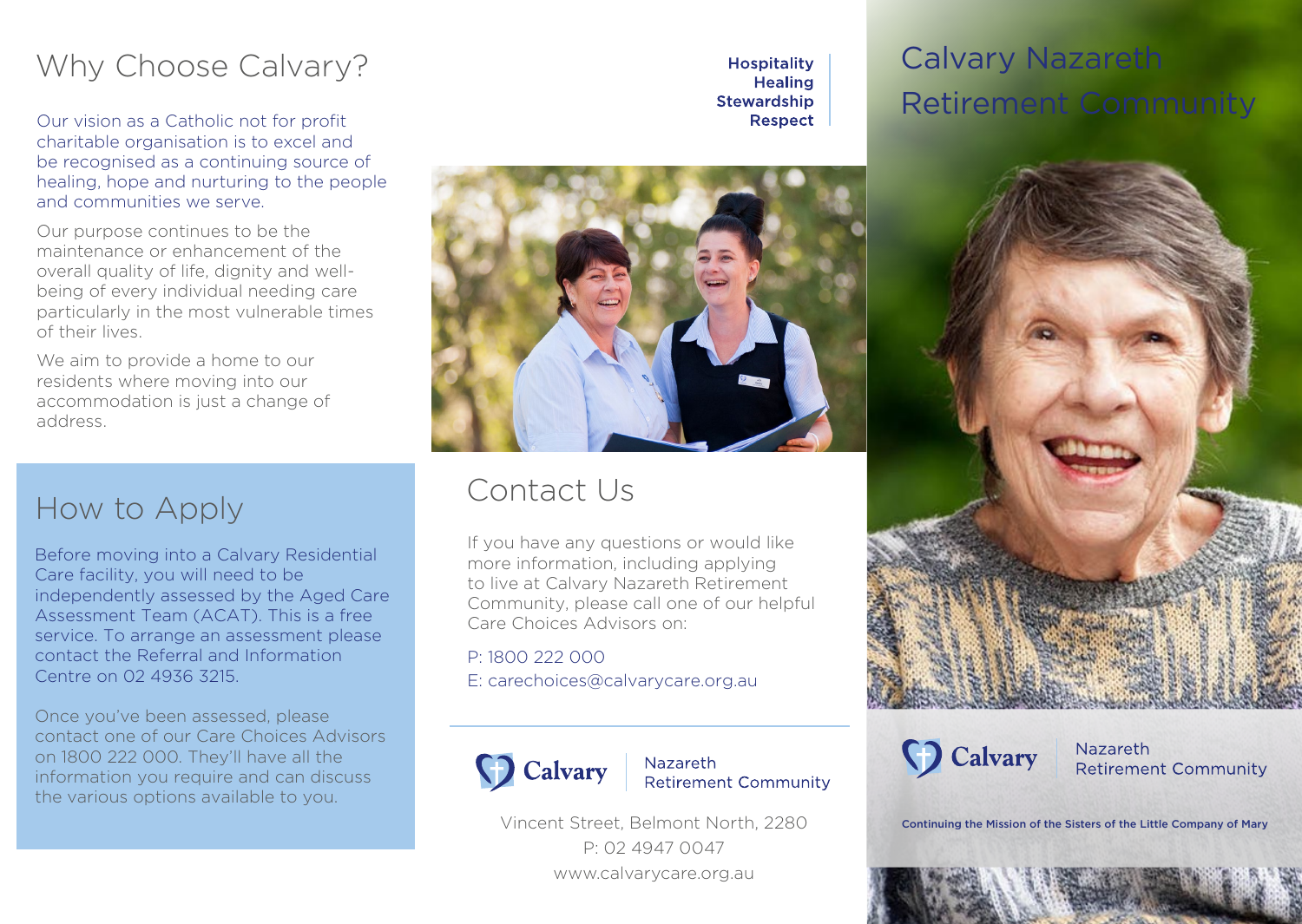# Why Choose Calvary?

Our vision as a Catholic not for profit charitable organisation is to excel and be recognised as a continuing source of healing, hope and nurturing to the people and communities we serve.

Our purpose continues to be the maintenance or enhancement of the overall quality of life, dignity and well-being of every individual needing care particularly in the most vulnerable times of their lives.

We aim to provide a home to our residents where moving into our accommodation is just a change of address.

## How to Apply

Before moving into a Calvary Residential Care facility, you will need to be independently assessed by the Aged Care Assessment Team (ACAT). This is a free service. To arrange an assessment please contact the Referral and Information Centre on 02 4936 3215.

Once you've been assessed, please contact one of our Care Choices Advisors on 1800 222 000. They'll have all the information you require and can discuss the various options available to you.

**Hospitality**
**Healing**
**Stewardship**
**Respect**

## Contact Us

If you have any questions or would like more information, including applying to live at Calvary Nazareth Retirement Community, please call one of our helpful Care Choices Advisors on:

P: 1800 222 000
E: carechoices@calvarycare.org.au

Calvary | Nazareth Retirement Community

Vincent Street, Belmont North, 2280
P: 02 4947 0047
www.calvarycare.org.au

# Calvary Nazareth Retirement Community

Calvary | Nazareth Retirement Community

**Continuing the Mission of the Sisters of the Little Company of Mary**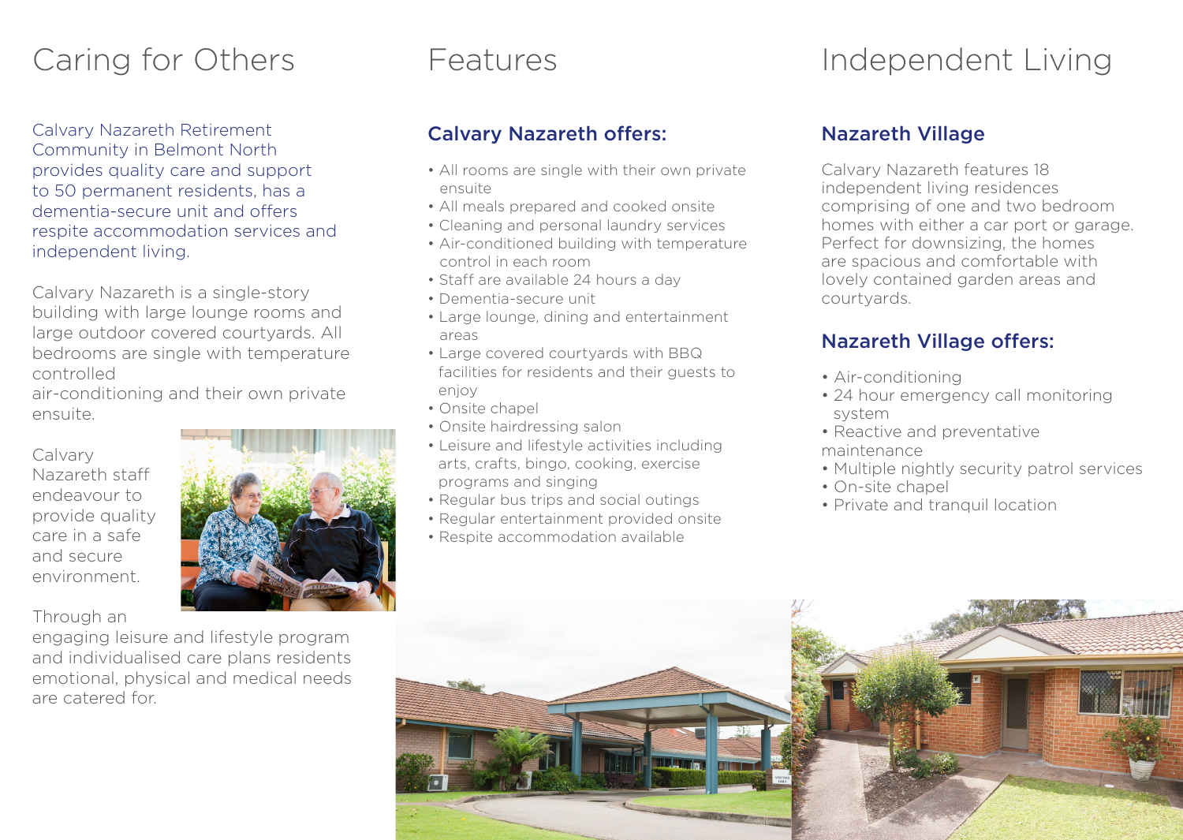# Caring for Others

Calvary Nazareth Retirement Community in Belmont North provides quality care and support to 50 permanent residents, has a dementia-secure unit and offers respite accommodation services and independent living.

Calvary Nazareth is a single-story building with large lounge rooms and large outdoor covered courtyards. All bedrooms are single with temperature controlled air-conditioning and their own private ensuite.

Calvary Nazareth staff endeavour to provide quality care in a safe and secure environment.

Through an engaging leisure and lifestyle program and individualised care plans residents emotional, physical and medical needs are catered for.

# Features

## Calvary Nazareth offers:

- All rooms are single with their own private ensuite
- All meals prepared and cooked onsite
- Cleaning and personal laundry services
- Air-conditioned building with temperature control in each room
- Staff are available 24 hours a day
- Dementia-secure unit
- Large lounge, dining and entertainment areas
- Large covered courtyards with BBQ facilities for residents and their guests to enjoy
- Onsite chapel
- Onsite hairdressing salon
- Leisure and lifestyle activities including arts, crafts, bingo, cooking, exercise programs and singing
- Regular bus trips and social outings
- Regular entertainment provided onsite
- Respite accommodation available

# Independent Living

## Nazareth Village

Calvary Nazareth features 18 independent living residences comprising of one and two bedroom homes with either a car port or garage. Perfect for downsizing, the homes are spacious and comfortable with lovely contained garden areas and courtyards.

## Nazareth Village offers:

- Air-conditioning
- 24 hour emergency call monitoring system
- Reactive and preventative maintenance
- Multiple nightly security patrol services
- On-site chapel
- Private and tranquil location